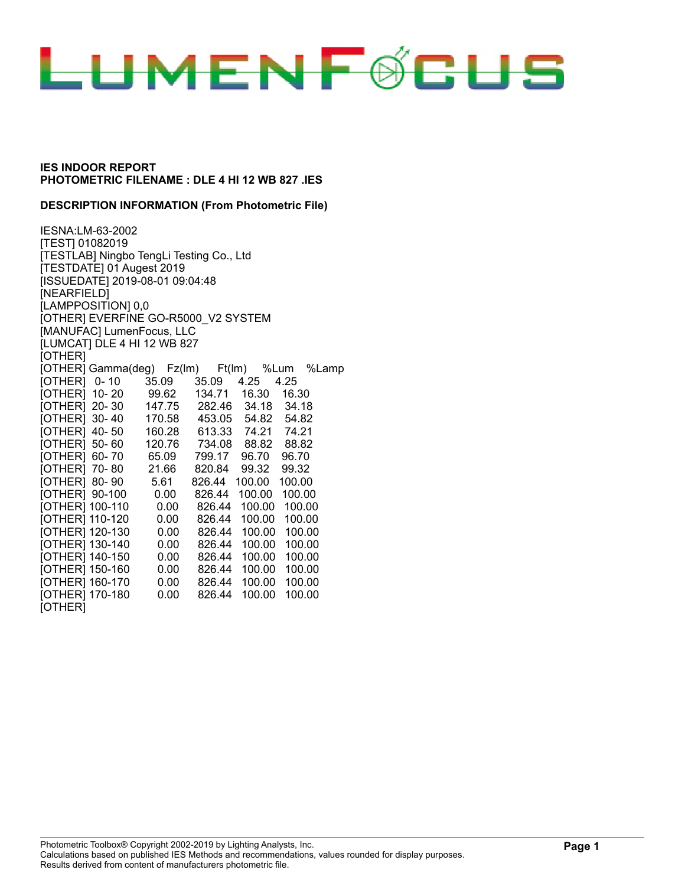# LUMENFOCUS

**IES INDOOR REPORT**
**PHOTOMETRIC FILENAME : DLE 4 HI 12 WB 827 .IES**

**DESCRIPTION INFORMATION (From Photometric File)**

```
IESNA:LM-63-2002
[TEST] 01082019
[TESTLAB] Ningbo TengLi Testing Co., Ltd
[TESTDATE] 01 Augest 2019
[ISSUEDATE] 2019-08-01 09:04:48
[NEARFIELD]
[LAMPPOSITION] 0,0
[OTHER] EVERFINE GO-R5000_V2 SYSTEM
[MANUFAC] LumenFocus, LLC
[LUMCAT] DLE 4 HI 12 WB 827
[OTHER]
[OTHER] Gamma(deg)   Fz(lm)    Ft(lm)    %Lum    %Lamp
[OTHER]   0- 10      35.09     35.09     4.25     4.25
[OTHER]  10- 20      99.62    134.71    16.30    16.30
[OTHER]  20- 30     147.75    282.46    34.18    34.18
[OTHER]  30- 40     170.58    453.05    54.82    54.82
[OTHER]  40- 50     160.28    613.33    74.21    74.21
[OTHER]  50- 60     120.76    734.08    88.82    88.82
[OTHER]  60- 70      65.09    799.17    96.70    96.70
[OTHER]  70- 80      21.66    820.84    99.32    99.32
[OTHER]  80- 90       5.61    826.44   100.00   100.00
[OTHER]  90-100       0.00    826.44   100.00   100.00
[OTHER] 100-110       0.00    826.44   100.00   100.00
[OTHER] 110-120       0.00    826.44   100.00   100.00
[OTHER] 120-130       0.00    826.44   100.00   100.00
[OTHER] 130-140       0.00    826.44   100.00   100.00
[OTHER] 140-150       0.00    826.44   100.00   100.00
[OTHER] 150-160       0.00    826.44   100.00   100.00
[OTHER] 160-170       0.00    826.44   100.00   100.00
[OTHER] 170-180       0.00    826.44   100.00   100.00
[OTHER]
```

Photometric Toolbox® Copyright 2002-2019 by Lighting Analysts, Inc.
Calculations based on published IES Methods and recommendations, values rounded for display purposes.
Results derived from content of manufacturers photometric file.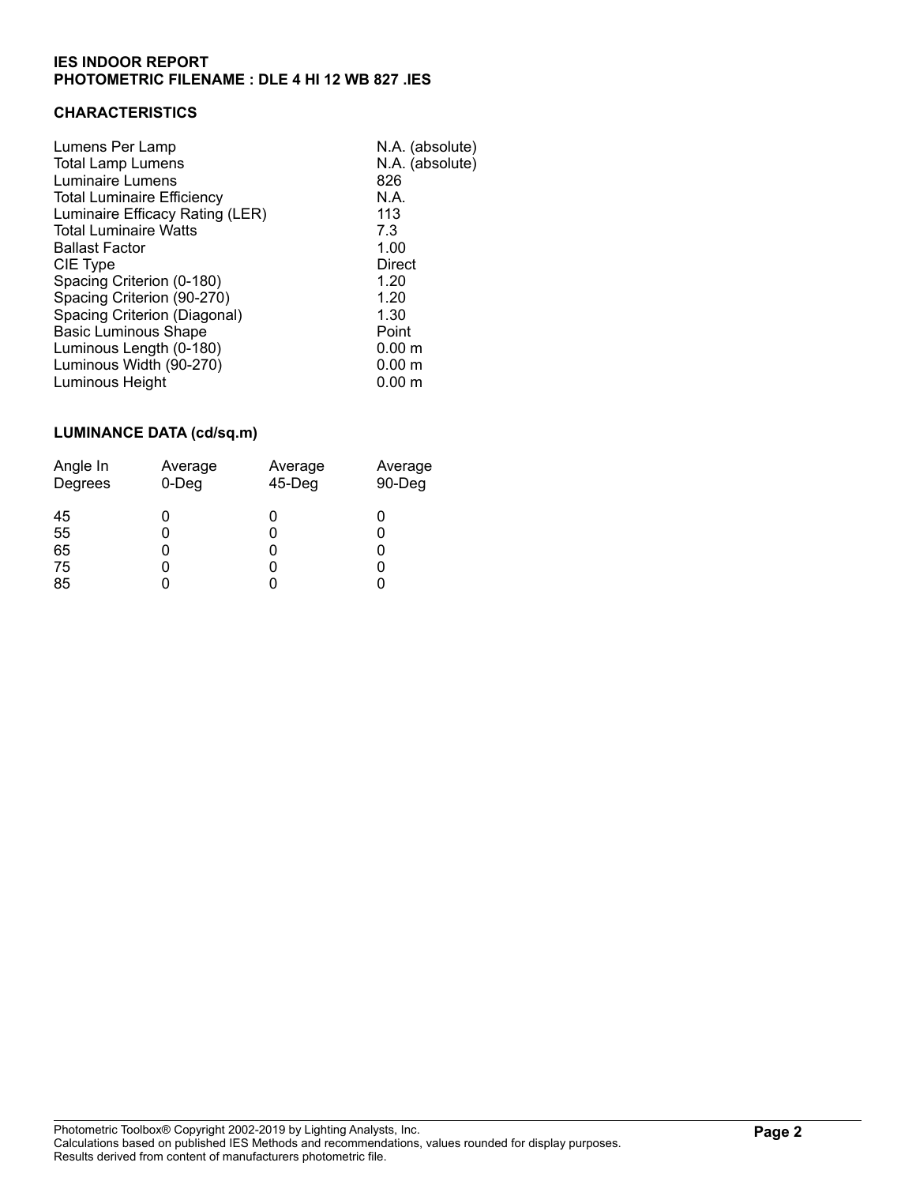**IES INDOOR REPORT**
**PHOTOMETRIC FILENAME : DLE 4 HI 12 WB 827 .IES**

### CHARACTERISTICS

| | |
|---|---|
| Lumens Per Lamp | N.A. (absolute) |
| Total Lamp Lumens | N.A. (absolute) |
| Luminaire Lumens | 826 |
| Total Luminaire Efficiency | N.A. |
| Luminaire Efficacy Rating (LER) | 113 |
| Total Luminaire Watts | 7.3 |
| Ballast Factor | 1.00 |
| CIE Type | Direct |
| Spacing Criterion (0-180) | 1.20 |
| Spacing Criterion (90-270) | 1.20 |
| Spacing Criterion (Diagonal) | 1.30 |
| Basic Luminous Shape | Point |
| Luminous Length (0-180) | 0.00 m |
| Luminous Width (90-270) | 0.00 m |
| Luminous Height | 0.00 m |

### LUMINANCE DATA (cd/sq.m)

| Angle In Degrees | Average 0-Deg | Average 45-Deg | Average 90-Deg |
|---|---|---|---|
| 45 | 0 | 0 | 0 |
| 55 | 0 | 0 | 0 |
| 65 | 0 | 0 | 0 |
| 75 | 0 | 0 | 0 |
| 85 | 0 | 0 | 0 |

Photometric Toolbox® Copyright 2002-2019 by Lighting Analysts, Inc.
Calculations based on published IES Methods and recommendations, values rounded for display purposes.
Results derived from content of manufacturers photometric file.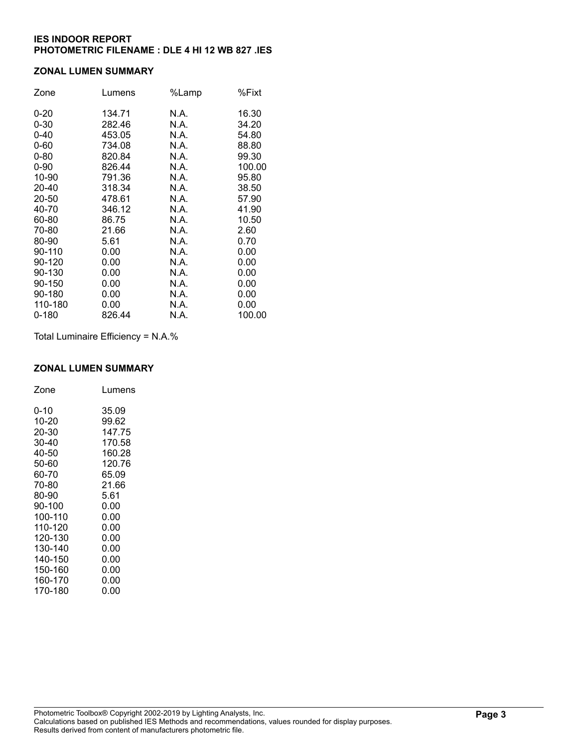**IES INDOOR REPORT**
**PHOTOMETRIC FILENAME : DLE 4 HI 12 WB 827 .IES**

## ZONAL LUMEN SUMMARY

| Zone | Lumens | %Lamp | %Fixt |
|---|---|---|---|
| 0-20 | 134.71 | N.A. | 16.30 |
| 0-30 | 282.46 | N.A. | 34.20 |
| 0-40 | 453.05 | N.A. | 54.80 |
| 0-60 | 734.08 | N.A. | 88.80 |
| 0-80 | 820.84 | N.A. | 99.30 |
| 0-90 | 826.44 | N.A. | 100.00 |
| 10-90 | 791.36 | N.A. | 95.80 |
| 20-40 | 318.34 | N.A. | 38.50 |
| 20-50 | 478.61 | N.A. | 57.90 |
| 40-70 | 346.12 | N.A. | 41.90 |
| 60-80 | 86.75 | N.A. | 10.50 |
| 70-80 | 21.66 | N.A. | 2.60 |
| 80-90 | 5.61 | N.A. | 0.70 |
| 90-110 | 0.00 | N.A. | 0.00 |
| 90-120 | 0.00 | N.A. | 0.00 |
| 90-130 | 0.00 | N.A. | 0.00 |
| 90-150 | 0.00 | N.A. | 0.00 |
| 90-180 | 0.00 | N.A. | 0.00 |
| 110-180 | 0.00 | N.A. | 0.00 |
| 0-180 | 826.44 | N.A. | 100.00 |

Total Luminaire Efficiency = N.A.%

## ZONAL LUMEN SUMMARY

| Zone | Lumens |
|---|---|
| 0-10 | 35.09 |
| 10-20 | 99.62 |
| 20-30 | 147.75 |
| 30-40 | 170.58 |
| 40-50 | 160.28 |
| 50-60 | 120.76 |
| 60-70 | 65.09 |
| 70-80 | 21.66 |
| 80-90 | 5.61 |
| 90-100 | 0.00 |
| 100-110 | 0.00 |
| 110-120 | 0.00 |
| 120-130 | 0.00 |
| 130-140 | 0.00 |
| 140-150 | 0.00 |
| 150-160 | 0.00 |
| 160-170 | 0.00 |
| 170-180 | 0.00 |

Photometric Toolbox® Copyright 2002-2019 by Lighting Analysts, Inc.
Calculations based on published IES Methods and recommendations, values rounded for display purposes.
Results derived from content of manufacturers photometric file.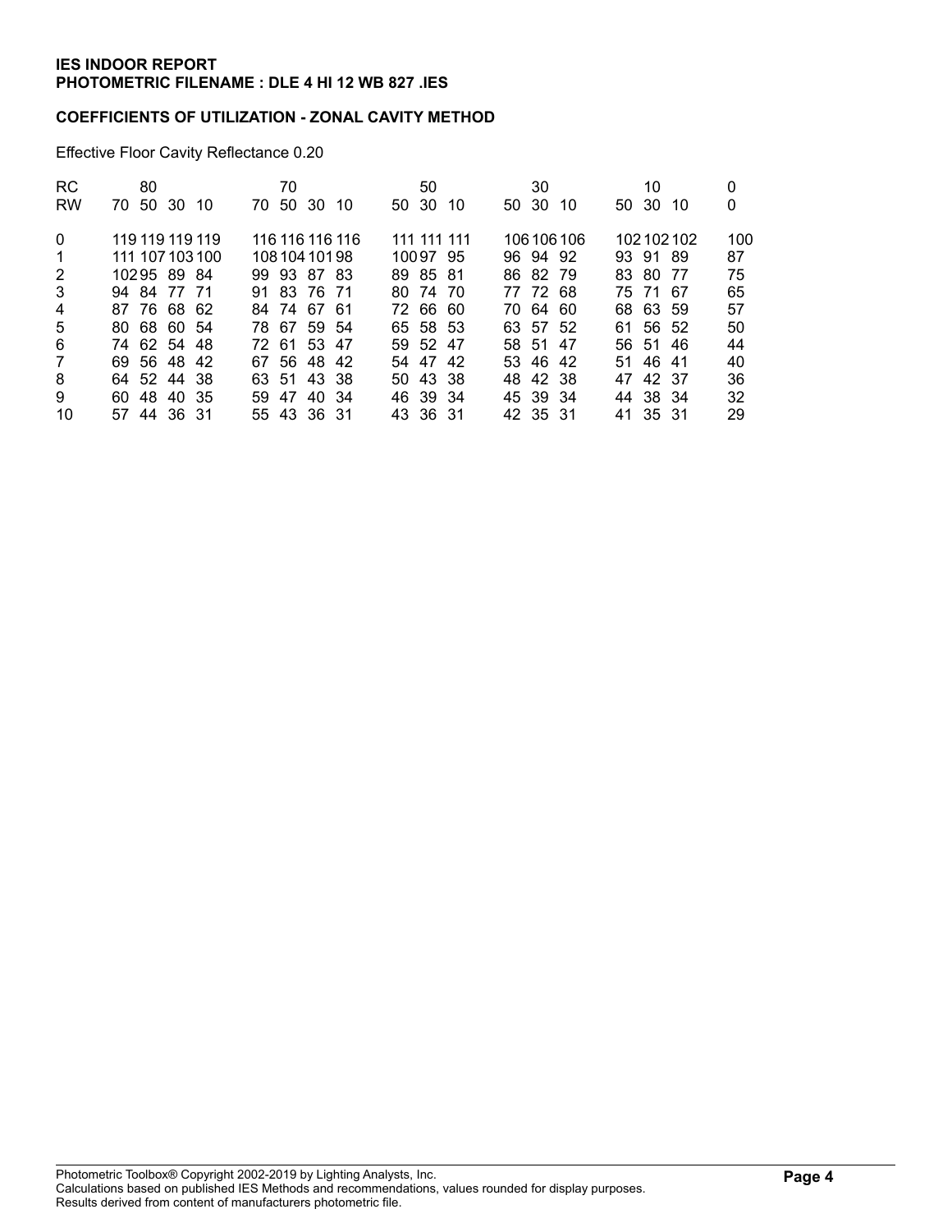**IES INDOOR REPORT**
**PHOTOMETRIC FILENAME : DLE 4 HI 12 WB 827 .IES**

**COEFFICIENTS OF UTILIZATION - ZONAL CAVITY METHOD**

Effective Floor Cavity Reflectance 0.20

| RC | 80 | | | | 70 | | | | 50 | | | 30 | | | 10 | | | 0 |
|---|---|---|---|---|---|---|---|---|---|---|---|---|---|---|---|---|---|---|
| RW | 70 | 50 | 30 | 10 | 70 | 50 | 30 | 10 | 50 | 30 | 10 | 50 | 30 | 10 | 50 | 30 | 10 | 0 |
| 0 | 119 | 119 | 119 | 119 | 116 | 116 | 116 | 116 | 111 | 111 | 111 | 106 | 106 | 106 | 102 | 102 | 102 | 100 |
| 1 | 111 | 107 | 103 | 100 | 108 | 104 | 101 | 98 | 100 | 97 | 95 | 96 | 94 | 92 | 93 | 91 | 89 | 87 |
| 2 | 102 | 95 | 89 | 84 | 99 | 93 | 87 | 83 | 89 | 85 | 81 | 86 | 82 | 79 | 83 | 80 | 77 | 75 |
| 3 | 94 | 84 | 77 | 71 | 91 | 83 | 76 | 71 | 80 | 74 | 70 | 77 | 72 | 68 | 75 | 71 | 67 | 65 |
| 4 | 87 | 76 | 68 | 62 | 84 | 74 | 67 | 61 | 72 | 66 | 60 | 70 | 64 | 60 | 68 | 63 | 59 | 57 |
| 5 | 80 | 68 | 60 | 54 | 78 | 67 | 59 | 54 | 65 | 58 | 53 | 63 | 57 | 52 | 61 | 56 | 52 | 50 |
| 6 | 74 | 62 | 54 | 48 | 72 | 61 | 53 | 47 | 59 | 52 | 47 | 58 | 51 | 47 | 56 | 51 | 46 | 44 |
| 7 | 69 | 56 | 48 | 42 | 67 | 56 | 48 | 42 | 54 | 47 | 42 | 53 | 46 | 42 | 51 | 46 | 41 | 40 |
| 8 | 64 | 52 | 44 | 38 | 63 | 51 | 43 | 38 | 50 | 43 | 38 | 48 | 42 | 38 | 47 | 42 | 37 | 36 |
| 9 | 60 | 48 | 40 | 35 | 59 | 47 | 40 | 34 | 46 | 39 | 34 | 45 | 39 | 34 | 44 | 38 | 34 | 32 |
| 10 | 57 | 44 | 36 | 31 | 55 | 43 | 36 | 31 | 43 | 36 | 31 | 42 | 35 | 31 | 41 | 35 | 31 | 29 |

Photometric Toolbox® Copyright 2002-2019 by Lighting Analysts, Inc.
Calculations based on published IES Methods and recommendations, values rounded for display purposes.
Results derived from content of manufacturers photometric file.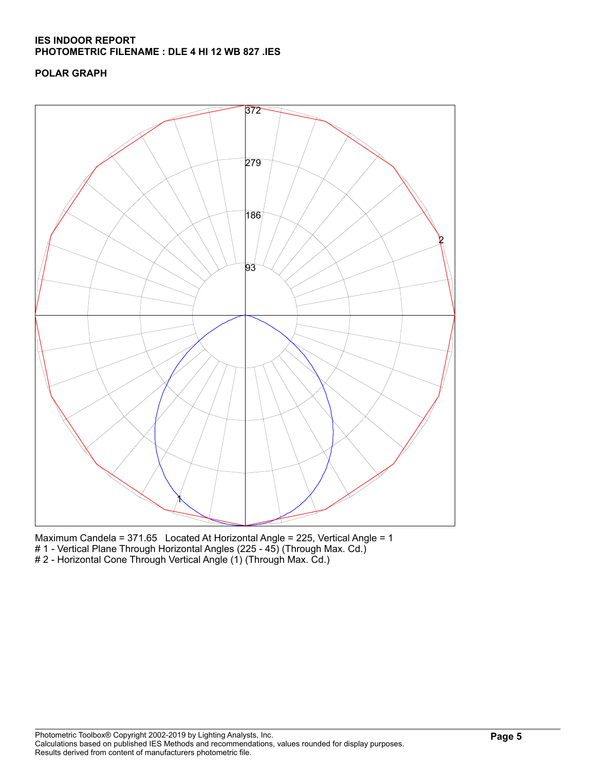**IES INDOOR REPORT**
**PHOTOMETRIC FILENAME : DLE 4 HI 12 WB 827 .IES**

**POLAR GRAPH**

372
279
186
93
2
1

Maximum Candela = 371.65 Located At Horizontal Angle = 225, Vertical Angle = 1
# 1 - Vertical Plane Through Horizontal Angles (225 - 45) (Through Max. Cd.)
# 2 - Horizontal Cone Through Vertical Angle (1) (Through Max. Cd.)

Photometric Toolbox® Copyright 2002-2019 by Lighting Analysts, Inc.
Calculations based on published IES Methods and recommendations, values rounded for display purposes.
Results derived from content of manufacturers photometric file.